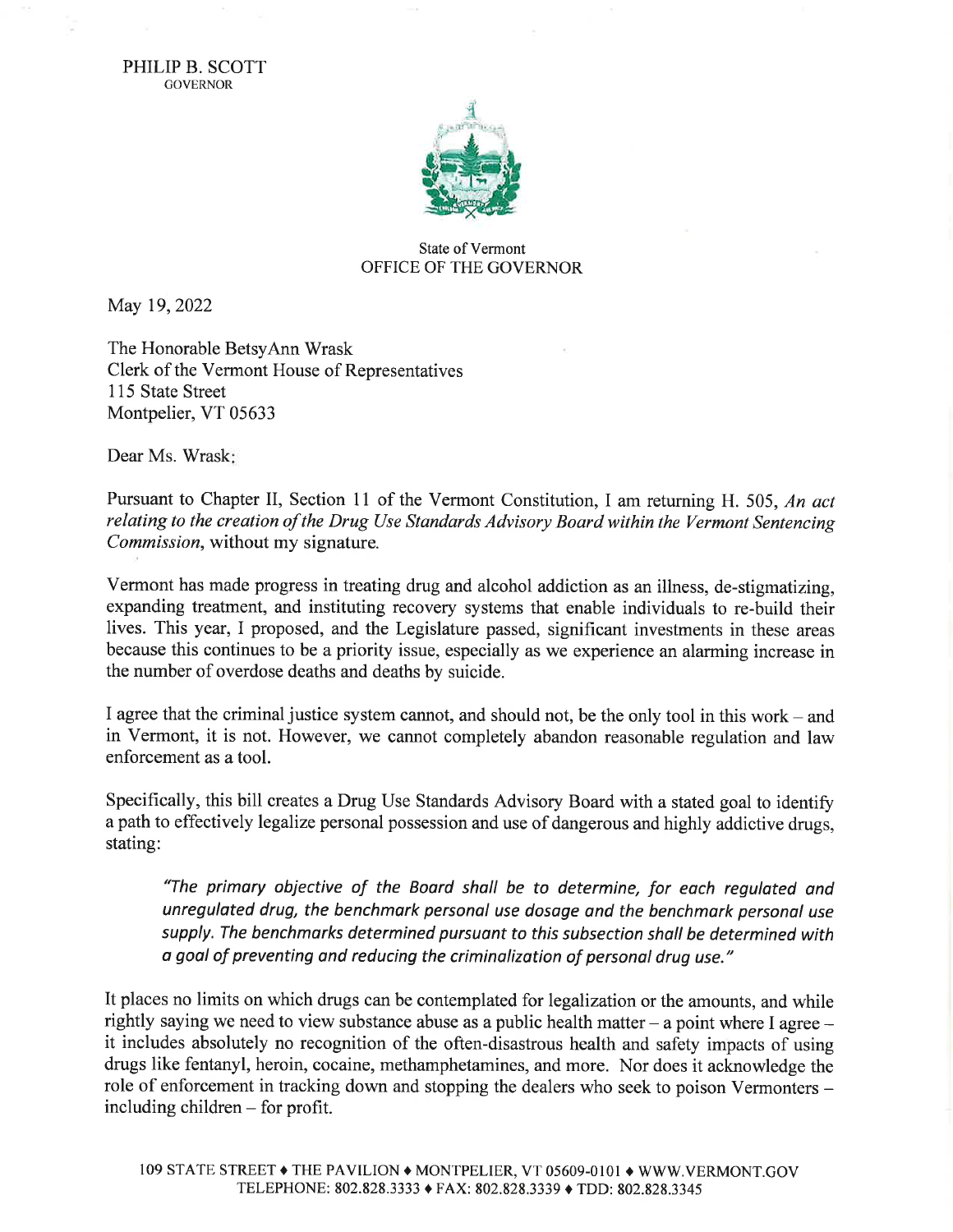PHILIP B. SCOTT
GOVERNOR

State of Vermont
OFFICE OF THE GOVERNOR

May 19, 2022

The Honorable BetsyAnn Wrask
Clerk of the Vermont House of Representatives
115 State Street
Montpelier, VT 05633

Dear Ms. Wrask:

Pursuant to Chapter II, Section 11 of the Vermont Constitution, I am returning H. 505, *An act relating to the creation of the Drug Use Standards Advisory Board within the Vermont Sentencing Commission*, without my signature.

Vermont has made progress in treating drug and alcohol addiction as an illness, de-stigmatizing, expanding treatment, and instituting recovery systems that enable individuals to re-build their lives. This year, I proposed, and the Legislature passed, significant investments in these areas because this continues to be a priority issue, especially as we experience an alarming increase in the number of overdose deaths and deaths by suicide.

I agree that the criminal justice system cannot, and should not, be the only tool in this work – and in Vermont, it is not. However, we cannot completely abandon reasonable regulation and law enforcement as a tool.

Specifically, this bill creates a Drug Use Standards Advisory Board with a stated goal to identify a path to effectively legalize personal possession and use of dangerous and highly addictive drugs, stating:

> *"The primary objective of the Board shall be to determine, for each regulated and unregulated drug, the benchmark personal use dosage and the benchmark personal use supply. The benchmarks determined pursuant to this subsection shall be determined with a goal of preventing and reducing the criminalization of personal drug use."*

It places no limits on which drugs can be contemplated for legalization or the amounts, and while rightly saying we need to view substance abuse as a public health matter – a point where I agree – it includes absolutely no recognition of the often-disastrous health and safety impacts of using drugs like fentanyl, heroin, cocaine, methamphetamines, and more. Nor does it acknowledge the role of enforcement in tracking down and stopping the dealers who seek to poison Vermonters – including children – for profit.

109 STATE STREET ♦ THE PAVILION ♦ MONTPELIER, VT 05609-0101 ♦ WWW.VERMONT.GOV
TELEPHONE: 802.828.3333 ♦ FAX: 802.828.3339 ♦ TDD: 802.828.3345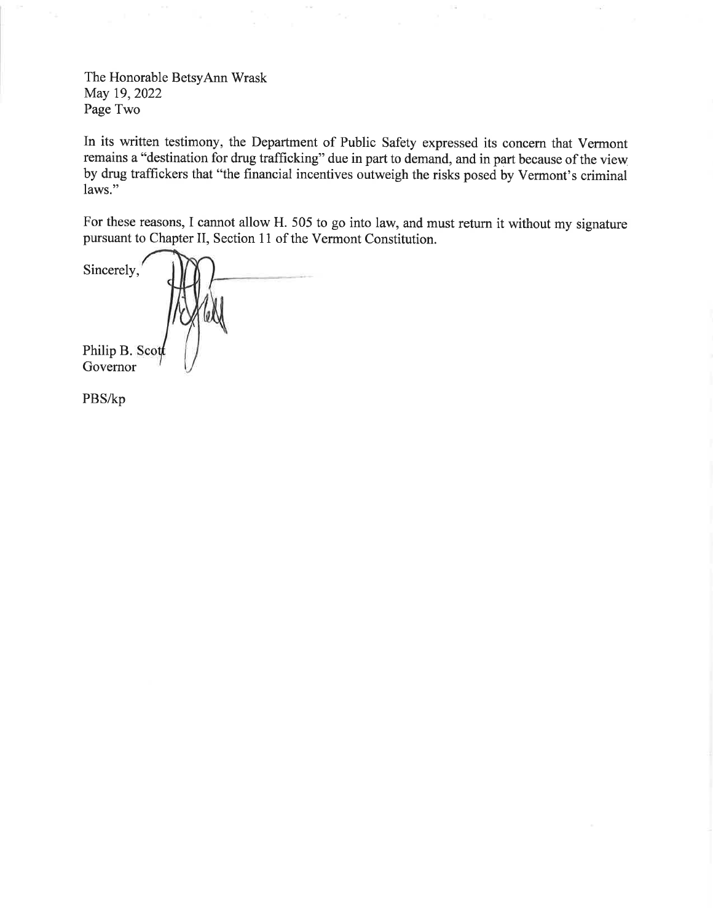The Honorable BetsyAnn Wrask
May 19, 2022
Page Two

In its written testimony, the Department of Public Safety expressed its concern that Vermont remains a "destination for drug trafficking" due in part to demand, and in part because of the view by drug traffickers that "the financial incentives outweigh the risks posed by Vermont's criminal laws."

For these reasons, I cannot allow H. 505 to go into law, and must return it without my signature pursuant to Chapter II, Section 11 of the Vermont Constitution.

Sincerely,

Philip B. Scott
Governor

PBS/kp